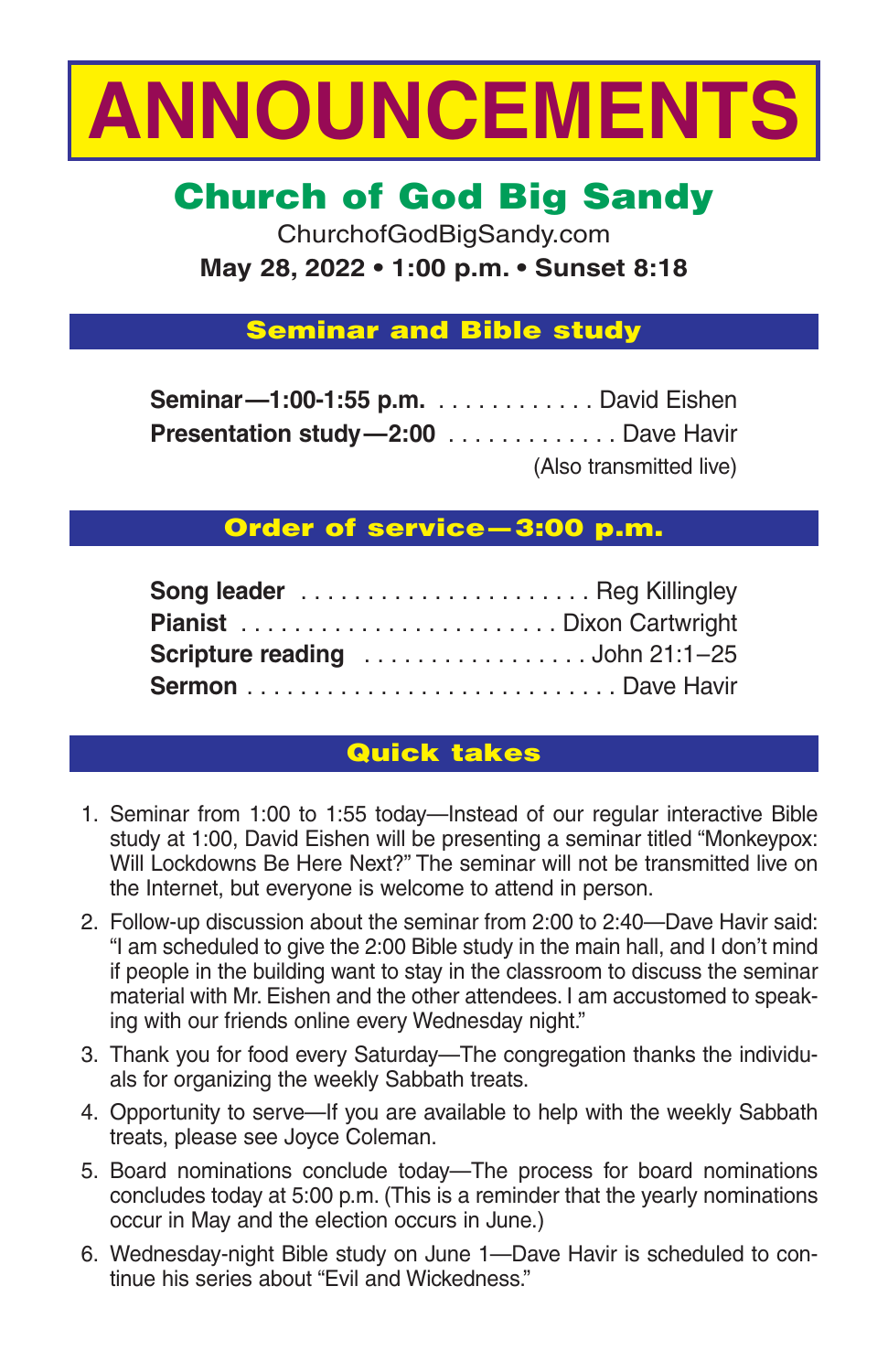# ANNOUNCEMENTS

## Church of God Big Sandy

ChurchofGodBigSandy.com

**May 28, 2022 • 1:00 p.m. • Sunset 8:18**

### Seminar and Bible study

**Seminar—1:00-1:55 p.m.** . . . . . . . . . . . . . David Eishen

**Presentation study—2:00** . . . . . . . . . . . . . Dave Havir

(Also transmitted live)

### Order of service—3:00 p.m.

**Song leader** . . . . . . . . . . . . . . . . . . . . . . Reg Killingley

**Pianist** . . . . . . . . . . . . . . . . . . . . . . . . Dixon Cartwright

**Scripture reading** . . . . . . . . . . . . . . . . . John 21:1–25

**Sermon** . . . . . . . . . . . . . . . . . . . . . . . . . . . Dave Havir

### Quick takes

1. Seminar from 1:00 to 1:55 today—Instead of our regular interactive Bible study at 1:00, David Eishen will be presenting a seminar titled “Monkeypox: Will Lockdowns Be Here Next?” The seminar will not be transmitted live on the Internet, but everyone is welcome to attend in person.
2. Follow-up discussion about the seminar from 2:00 to 2:40—Dave Havir said: “I am scheduled to give the 2:00 Bible study in the main hall, and I don’t mind if people in the building want to stay in the classroom to discuss the seminar material with Mr. Eishen and the other attendees. I am accustomed to speaking with our friends online every Wednesday night.”
3. Thank you for food every Saturday—The congregation thanks the individuals for organizing the weekly Sabbath treats.
4. Opportunity to serve—If you are available to help with the weekly Sabbath treats, please see Joyce Coleman.
5. Board nominations conclude today—The process for board nominations concludes today at 5:00 p.m. (This is a reminder that the yearly nominations occur in May and the election occurs in June.)
6. Wednesday-night Bible study on June 1—Dave Havir is scheduled to continue his series about “Evil and Wickedness.”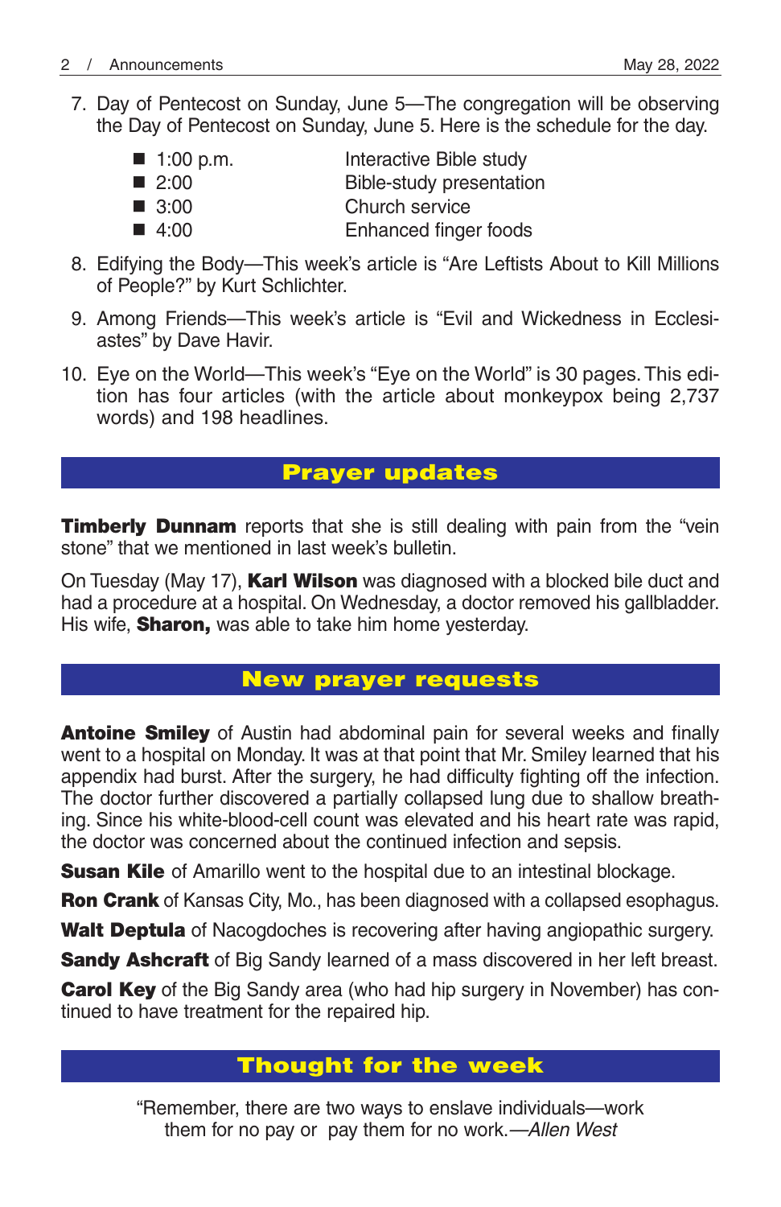7. Day of Pentecost on Sunday, June 5—The congregation will be observing the Day of Pentecost on Sunday, June 5. Here is the schedule for the day.

   - 1:00 p.m. Interactive Bible study
   - 2:00 Bible-study presentation
   - 3:00 Church service
   - 4:00 Enhanced finger foods

8. Edifying the Body—This week's article is "Are Leftists About to Kill Millions of People?" by Kurt Schlichter.

9. Among Friends—This week's article is "Evil and Wickedness in Ecclesiastes" by Dave Havir.

10. Eye on the World—This week's "Eye on the World" is 30 pages. This edition has four articles (with the article about monkeypox being 2,737 words) and 198 headlines.

## Prayer updates

**Timberly Dunnam** reports that she is still dealing with pain from the "vein stone" that we mentioned in last week's bulletin.

On Tuesday (May 17), **Karl Wilson** was diagnosed with a blocked bile duct and had a procedure at a hospital. On Wednesday, a doctor removed his gallbladder. His wife, **Sharon,** was able to take him home yesterday.

## New prayer requests

**Antoine Smiley** of Austin had abdominal pain for several weeks and finally went to a hospital on Monday. It was at that point that Mr. Smiley learned that his appendix had burst. After the surgery, he had difficulty fighting off the infection. The doctor further discovered a partially collapsed lung due to shallow breathing. Since his white-blood-cell count was elevated and his heart rate was rapid, the doctor was concerned about the continued infection and sepsis.

**Susan Kile** of Amarillo went to the hospital due to an intestinal blockage.

**Ron Crank** of Kansas City, Mo., has been diagnosed with a collapsed esophagus.

**Walt Deptula** of Nacogdoches is recovering after having angiopathic surgery.

**Sandy Ashcraft** of Big Sandy learned of a mass discovered in her left breast.

**Carol Key** of the Big Sandy area (who had hip surgery in November) has continued to have treatment for the repaired hip.

## Thought for the week

"Remember, there are two ways to enslave individuals—work them for no pay or pay them for no work.—*Allen West*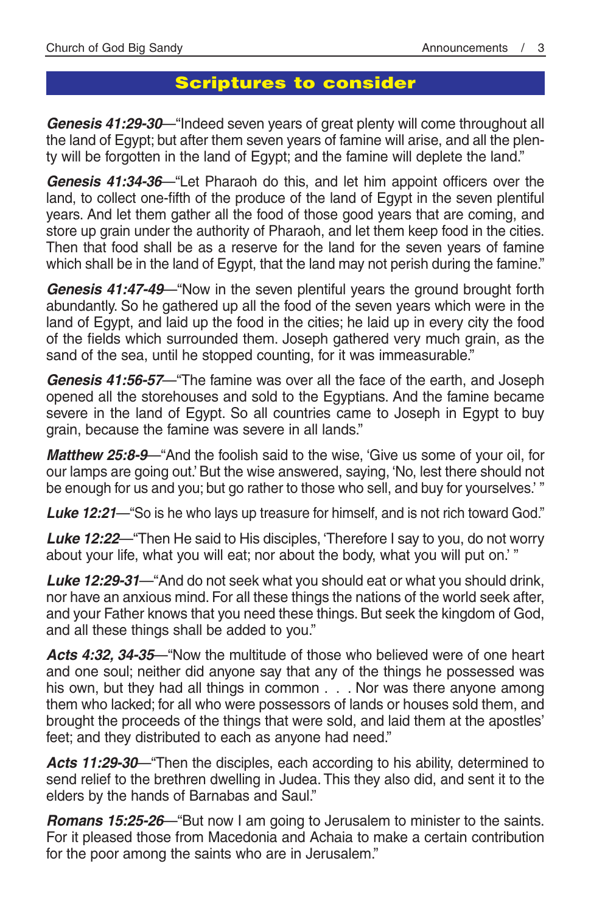## Scriptures to consider

***Genesis 41:29-30***—"Indeed seven years of great plenty will come throughout all the land of Egypt; but after them seven years of famine will arise, and all the plenty will be forgotten in the land of Egypt; and the famine will deplete the land."

***Genesis 41:34-36***—"Let Pharaoh do this, and let him appoint officers over the land, to collect one-fifth of the produce of the land of Egypt in the seven plentiful years. And let them gather all the food of those good years that are coming, and store up grain under the authority of Pharaoh, and let them keep food in the cities. Then that food shall be as a reserve for the land for the seven years of famine which shall be in the land of Egypt, that the land may not perish during the famine."

***Genesis 41:47-49***—"Now in the seven plentiful years the ground brought forth abundantly. So he gathered up all the food of the seven years which were in the land of Egypt, and laid up the food in the cities; he laid up in every city the food of the fields which surrounded them. Joseph gathered very much grain, as the sand of the sea, until he stopped counting, for it was immeasurable."

***Genesis 41:56-57***—"The famine was over all the face of the earth, and Joseph opened all the storehouses and sold to the Egyptians. And the famine became severe in the land of Egypt. So all countries came to Joseph in Egypt to buy grain, because the famine was severe in all lands."

***Matthew 25:8-9***—"And the foolish said to the wise, 'Give us some of your oil, for our lamps are going out.' But the wise answered, saying, 'No, lest there should not be enough for us and you; but go rather to those who sell, and buy for yourselves.' "

***Luke 12:21***—"So is he who lays up treasure for himself, and is not rich toward God."

***Luke 12:22***—"Then He said to His disciples, 'Therefore I say to you, do not worry about your life, what you will eat; nor about the body, what you will put on.' "

***Luke 12:29-31***—"And do not seek what you should eat or what you should drink, nor have an anxious mind. For all these things the nations of the world seek after, and your Father knows that you need these things. But seek the kingdom of God, and all these things shall be added to you."

***Acts 4:32, 34-35***—"Now the multitude of those who believed were of one heart and one soul; neither did anyone say that any of the things he possessed was his own, but they had all things in common . . . Nor was there anyone among them who lacked; for all who were possessors of lands or houses sold them, and brought the proceeds of the things that were sold, and laid them at the apostles' feet; and they distributed to each as anyone had need."

***Acts 11:29-30***—"Then the disciples, each according to his ability, determined to send relief to the brethren dwelling in Judea. This they also did, and sent it to the elders by the hands of Barnabas and Saul."

***Romans 15:25-26***—"But now I am going to Jerusalem to minister to the saints. For it pleased those from Macedonia and Achaia to make a certain contribution for the poor among the saints who are in Jerusalem."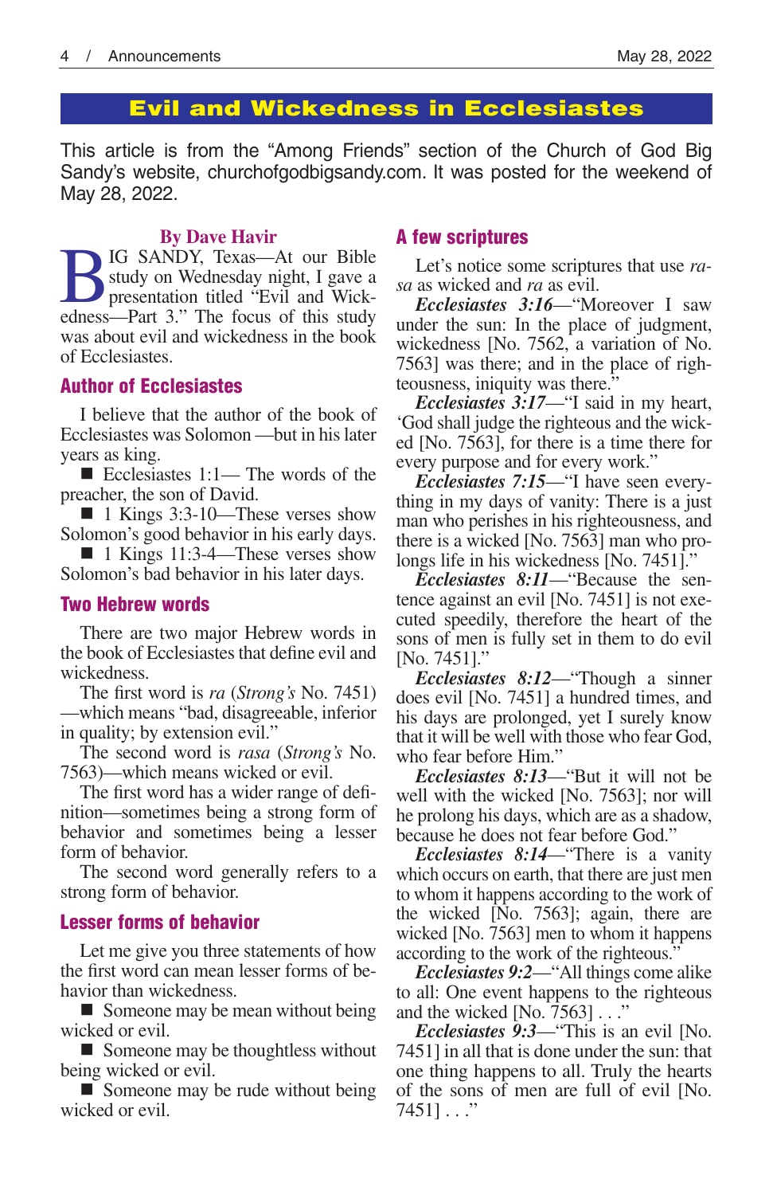# Evil and Wickedness in Ecclesiastes

This article is from the "Among Friends" section of the Church of God Big Sandy's website, churchofgodbigsandy.com. It was posted for the weekend of May 28, 2022.

**By Dave Havir**

BIG SANDY, Texas—At our Bible study on Wednesday night, I gave a presentation titled "Evil and Wickedness—Part 3." The focus of this study was about evil and wickedness in the book of Ecclesiastes.

## Author of Ecclesiastes

I believe that the author of the book of Ecclesiastes was Solomon —but in his later years as king.

- Ecclesiastes 1:1— The words of the preacher, the son of David.
- 1 Kings 3:3-10—These verses show Solomon's good behavior in his early days.
- 1 Kings 11:3-4—These verses show Solomon's bad behavior in his later days.

## Two Hebrew words

There are two major Hebrew words in the book of Ecclesiastes that define evil and wickedness.

The first word is *ra* (*Strong's* No. 7451)—which means "bad, disagreeable, inferior in quality; by extension evil."

The second word is *rasa* (*Strong's* No. 7563)—which means wicked or evil.

The first word has a wider range of definition—sometimes being a strong form of behavior and sometimes being a lesser form of behavior.

The second word generally refers to a strong form of behavior.

## Lesser forms of behavior

Let me give you three statements of how the first word can mean lesser forms of behavior than wickedness.

- Someone may be mean without being wicked or evil.
- Someone may be thoughtless without being wicked or evil.
- Someone may be rude without being wicked or evil.

## A few scriptures

Let's notice some scriptures that use *rasa* as wicked and *ra* as evil.

***Ecclesiastes 3:16***—"Moreover I saw under the sun: In the place of judgment, wickedness [No. 7562, a variation of No. 7563] was there; and in the place of righteousness, iniquity was there."

***Ecclesiastes 3:17***—"I said in my heart, 'God shall judge the righteous and the wicked [No. 7563], for there is a time there for every purpose and for every work."

***Ecclesiastes 7:15***—"I have seen everything in my days of vanity: There is a just man who perishes in his righteousness, and there is a wicked [No. 7563] man who prolongs life in his wickedness [No. 7451]."

***Ecclesiastes 8:11***—"Because the sentence against an evil [No. 7451] is not executed speedily, therefore the heart of the sons of men is fully set in them to do evil [No. 7451]."

***Ecclesiastes 8:12***—"Though a sinner does evil [No. 7451] a hundred times, and his days are prolonged, yet I surely know that it will be well with those who fear God, who fear before Him."

***Ecclesiastes 8:13***—"But it will not be well with the wicked [No. 7563]; nor will he prolong his days, which are as a shadow, because he does not fear before God."

***Ecclesiastes 8:14***—"There is a vanity which occurs on earth, that there are just men to whom it happens according to the work of the wicked [No. 7563]; again, there are wicked [No. 7563] men to whom it happens according to the work of the righteous."

***Ecclesiastes 9:2***—"All things come alike to all: One event happens to the righteous and the wicked [No. 7563] . . ."

***Ecclesiastes 9:3***—"This is an evil [No. 7451] in all that is done under the sun: that one thing happens to all. Truly the hearts of the sons of men are full of evil [No. 7451] . . ."